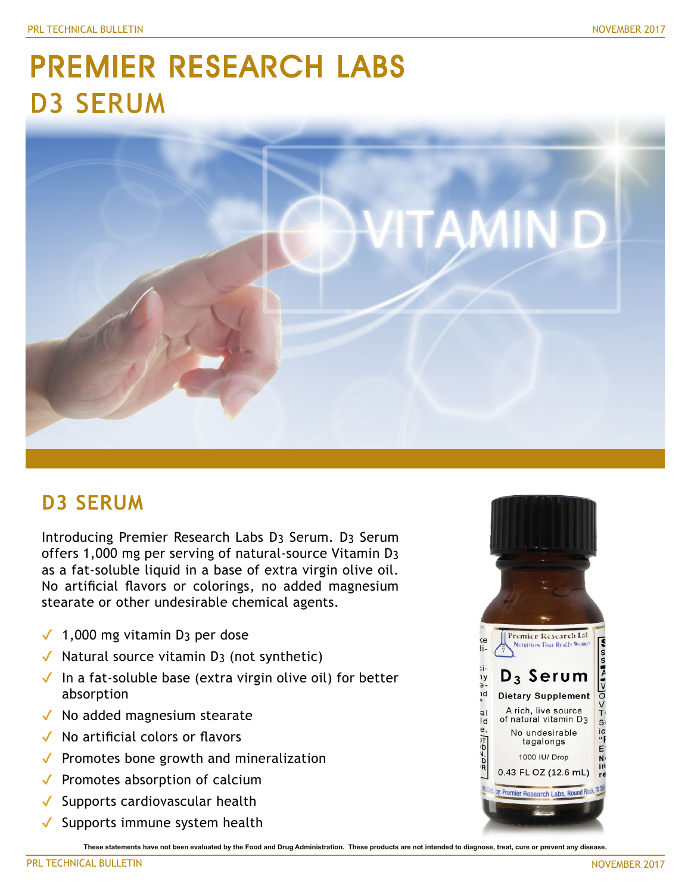# PREMIER RESEARCH LABS
# D3 SERUM

## D3 SERUM

Introducing Premier Research Labs $D_3$ Serum. $D_3$ Serum offers 1,000 mg per serving of natural-source Vitamin $D_3$ as a fat-soluble liquid in a base of extra virgin olive oil. No artificial flavors or colorings, no added magnesium stearate or other undesirable chemical agents.

- ✓ 1,000 mg vitamin $D_3$ per dose
- ✓ Natural source vitamin $D_3$ (not synthetic)
- ✓ In a fat-soluble base (extra virgin olive oil) for better absorption
- ✓ No added magnesium stearate
- ✓ No artificial colors or flavors
- ✓ Promotes bone growth and mineralization
- ✓ Promotes absorption of calcium
- ✓ Supports cardiovascular health
- ✓ Supports immune system health

**These statements have not been evaluated by the Food and Drug Administration. These products are not intended to diagnose, treat, cure or prevent any disease.**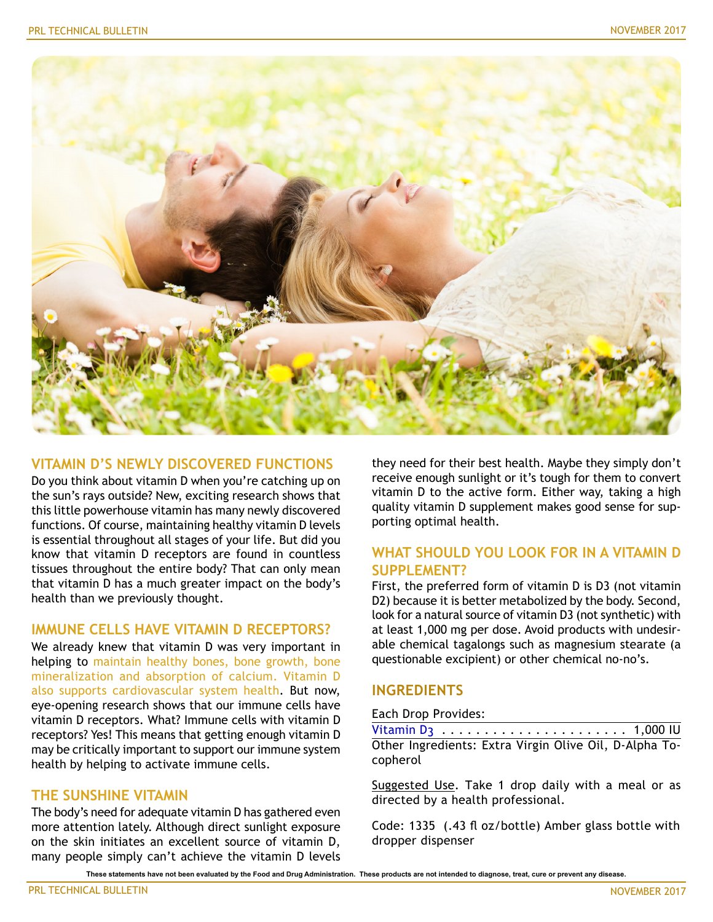## VITAMIN D'S NEWLY DISCOVERED FUNCTIONS

Do you think about vitamin D when you're catching up on the sun's rays outside? New, exciting research shows that this little powerhouse vitamin has many newly discovered functions. Of course, maintaining healthy vitamin D levels is essential throughout all stages of your life. But did you know that vitamin D receptors are found in countless tissues throughout the entire body? That can only mean that vitamin D has a much greater impact on the body's health than we previously thought.

## IMMUNE CELLS HAVE VITAMIN D RECEPTORS?

We already knew that vitamin D was very important in helping to maintain healthy bones, bone growth, bone mineralization and absorption of calcium. Vitamin D also supports cardiovascular system health. But now, eye-opening research shows that our immune cells have vitamin D receptors. What? Immune cells with vitamin D receptors? Yes! This means that getting enough vitamin D may be critically important to support our immune system health by helping to activate immune cells.

## THE SUNSHINE VITAMIN

The body's need for adequate vitamin D has gathered even more attention lately. Although direct sunlight exposure on the skin initiates an excellent source of vitamin D, many people simply can't achieve the vitamin D levels they need for their best health. Maybe they simply don't receive enough sunlight or it's tough for them to convert vitamin D to the active form. Either way, taking a high quality vitamin D supplement makes good sense for supporting optimal health.

## WHAT SHOULD YOU LOOK FOR IN A VITAMIN D SUPPLEMENT?

First, the preferred form of vitamin D is D3 (not vitamin D2) because it is better metabolized by the body. Second, look for a natural source of vitamin D3 (not synthetic) with at least 1,000 mg per dose. Avoid products with undesirable chemical tagalongs such as magnesium stearate (a questionable excipient) or other chemical no-no's.

## INGREDIENTS

Each Drop Provides:

Vitamin $D_3$ . . . . . . . . . . . . . . . . . . . . . . 1,000 IU

Other Ingredients: Extra Virgin Olive Oil, D-Alpha Tocopherol

Suggested Use. Take 1 drop daily with a meal or as directed by a health professional.

Code: 1335 (.43 fl oz/bottle) Amber glass bottle with dropper dispenser

**These statements have not been evaluated by the Food and Drug Administration. These products are not intended to diagnose, treat, cure or prevent any disease.**